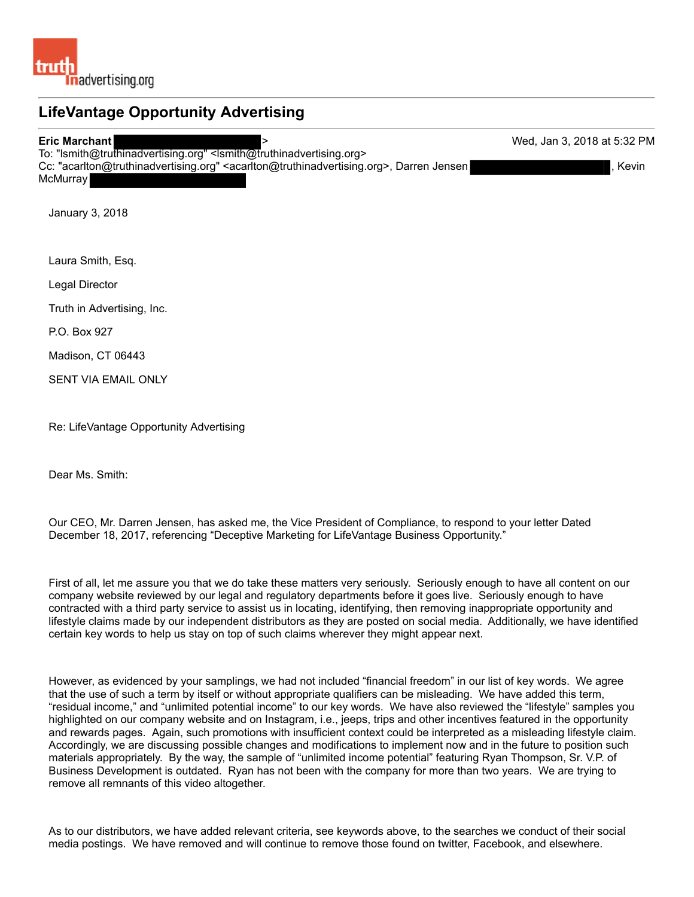truth in advertising.org

# LifeVantage Opportunity Advertising

**Eric Marchant** ██████████████ > Wed, Jan 3, 2018 at 5:32 PM
To: "lsmith@truthinadvertising.org" <lsmith@truthinadvertising.org>
Cc: "acarlton@truthinadvertising.org" <acarlton@truthinadvertising.org>, Darren Jensen ██████████████, Kevin McMurray ██████████████

January 3, 2018

Laura Smith, Esq.

Legal Director

Truth in Advertising, Inc.

P.O. Box 927

Madison, CT 06443

SENT VIA EMAIL ONLY

Re: LifeVantage Opportunity Advertising

Dear Ms. Smith:

Our CEO, Mr. Darren Jensen, has asked me, the Vice President of Compliance, to respond to your letter Dated December 18, 2017, referencing "Deceptive Marketing for LifeVantage Business Opportunity."

First of all, let me assure you that we do take these matters very seriously. Seriously enough to have all content on our company website reviewed by our legal and regulatory departments before it goes live. Seriously enough to have contracted with a third party service to assist us in locating, identifying, then removing inappropriate opportunity and lifestyle claims made by our independent distributors as they are posted on social media. Additionally, we have identified certain key words to help us stay on top of such claims wherever they might appear next.

However, as evidenced by your samplings, we had not included "financial freedom" in our list of key words. We agree that the use of such a term by itself or without appropriate qualifiers can be misleading. We have added this term, "residual income," and "unlimited potential income" to our key words. We have also reviewed the "lifestyle" samples you highlighted on our company website and on Instagram, i.e., jeeps, trips and other incentives featured in the opportunity and rewards pages. Again, such promotions with insufficient context could be interpreted as a misleading lifestyle claim. Accordingly, we are discussing possible changes and modifications to implement now and in the future to position such materials appropriately. By the way, the sample of "unlimited income potential" featuring Ryan Thompson, Sr. V.P. of Business Development is outdated. Ryan has not been with the company for more than two years. We are trying to remove all remnants of this video altogether.

As to our distributors, we have added relevant criteria, see keywords above, to the searches we conduct of their social media postings. We have removed and will continue to remove those found on twitter, Facebook, and elsewhere.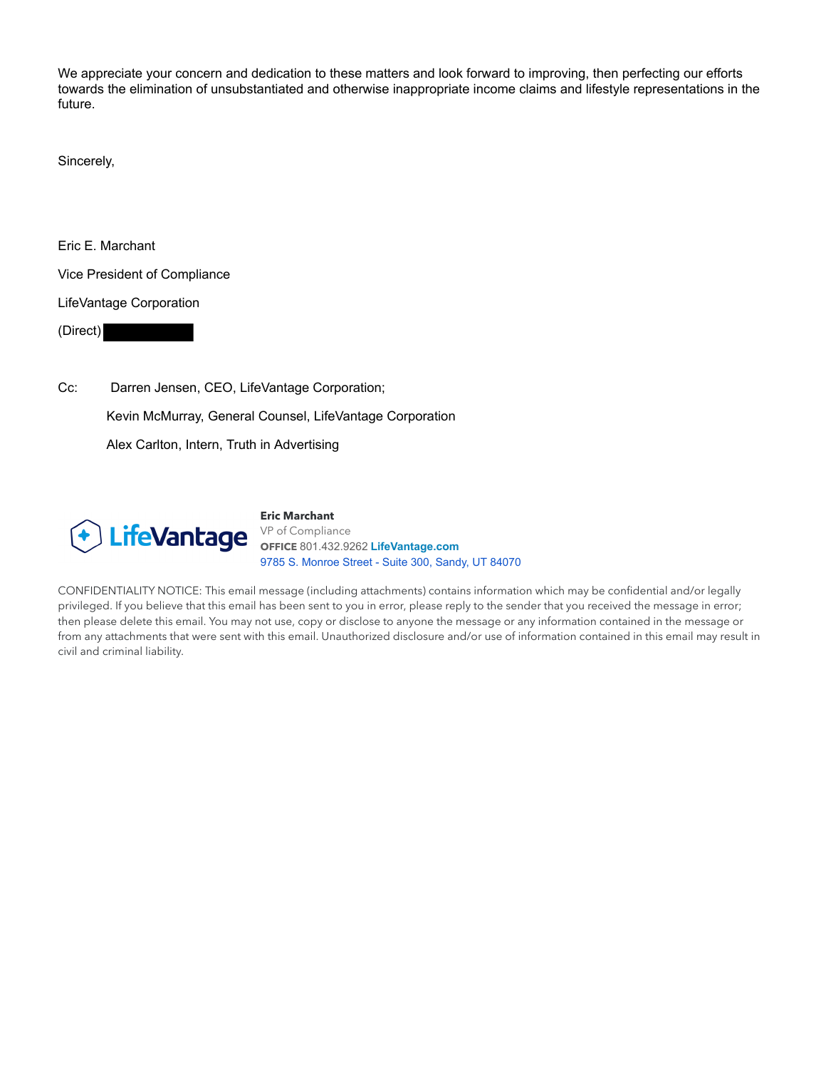We appreciate your concern and dedication to these matters and look forward to improving, then perfecting our efforts towards the elimination of unsubstantiated and otherwise inappropriate income claims and lifestyle representations in the future.

Sincerely,

Eric E. Marchant

Vice President of Compliance

LifeVantage Corporation

(Direct) ██████████

Cc: Darren Jensen, CEO, LifeVantage Corporation;

Kevin McMurray, General Counsel, LifeVantage Corporation

Alex Carlton, Intern, Truth in Advertising

LifeVantage

**Eric Marchant**
VP of Compliance
**OFFICE** 801.432.9262 **LifeVantage.com**
9785 S. Monroe Street - Suite 300, Sandy, UT 84070

CONFIDENTIALITY NOTICE: This email message (including attachments) contains information which may be confidential and/or legally privileged. If you believe that this email has been sent to you in error, please reply to the sender that you received the message in error; then please delete this email. You may not use, copy or disclose to anyone the message or any information contained in the message or from any attachments that were sent with this email. Unauthorized disclosure and/or use of information contained in this email may result in civil and criminal liability.